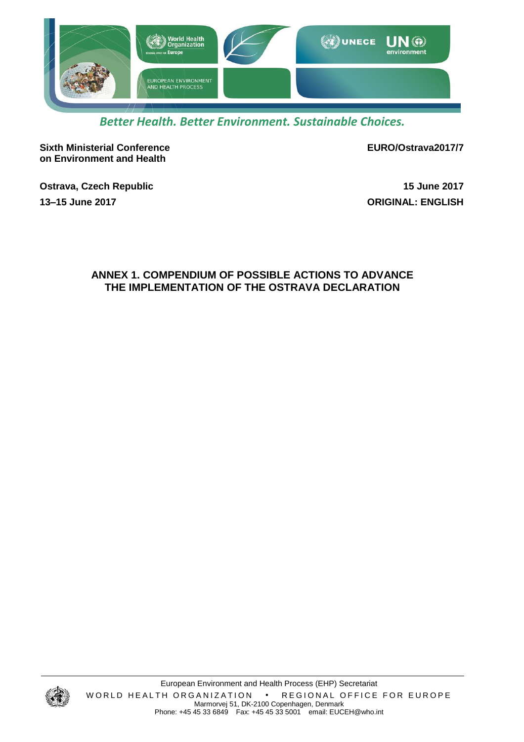*Better Health. Better Environment. Sustainable Choices.*

**Sixth Ministerial Conference on Environment and Health**

**EURO/Ostrava2017/7**

**Ostrava, Czech Republic**

**13–15 June 2017**

**15 June 2017**

**ORIGINAL: ENGLISH**

# ANNEX 1. COMPENDIUM OF POSSIBLE ACTIONS TO ADVANCE THE IMPLEMENTATION OF THE OSTRAVA DECLARATION

European Environment and Health Process (EHP) Secretariat
WORLD HEALTH ORGANIZATION • REGIONAL OFFICE FOR EUROPE
Marmorvej 51, DK-2100 Copenhagen, Denmark
Phone: +45 45 33 6849 Fax: +45 45 33 5001 email: EUCEH@who.int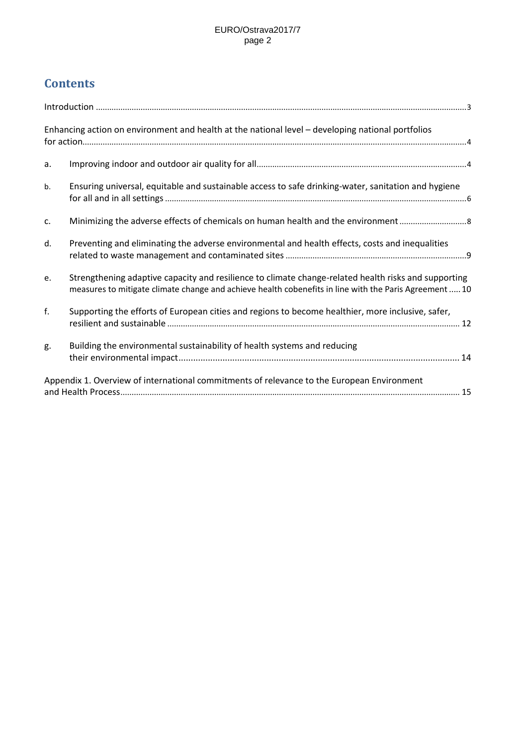## Contents

Introduction .......... 3

Enhancing action on environment and health at the national level – developing national portfolios for action .......... 4

a. Improving indoor and outdoor air quality for all .......... 4

b. Ensuring universal, equitable and sustainable access to safe drinking-water, sanitation and hygiene for all and in all settings .......... 6

c. Minimizing the adverse effects of chemicals on human health and the environment .......... 8

d. Preventing and eliminating the adverse environmental and health effects, costs and inequalities related to waste management and contaminated sites .......... 9

e. Strengthening adaptive capacity and resilience to climate change-related health risks and supporting measures to mitigate climate change and achieve health cobenefits in line with the Paris Agreement .......... 10

f. Supporting the efforts of European cities and regions to become healthier, more inclusive, safer, resilient and sustainable .......... 12

g. Building the environmental sustainability of health systems and reducing their environmental impact .......... 14

Appendix 1. Overview of international commitments of relevance to the European Environment and Health Process .......... 15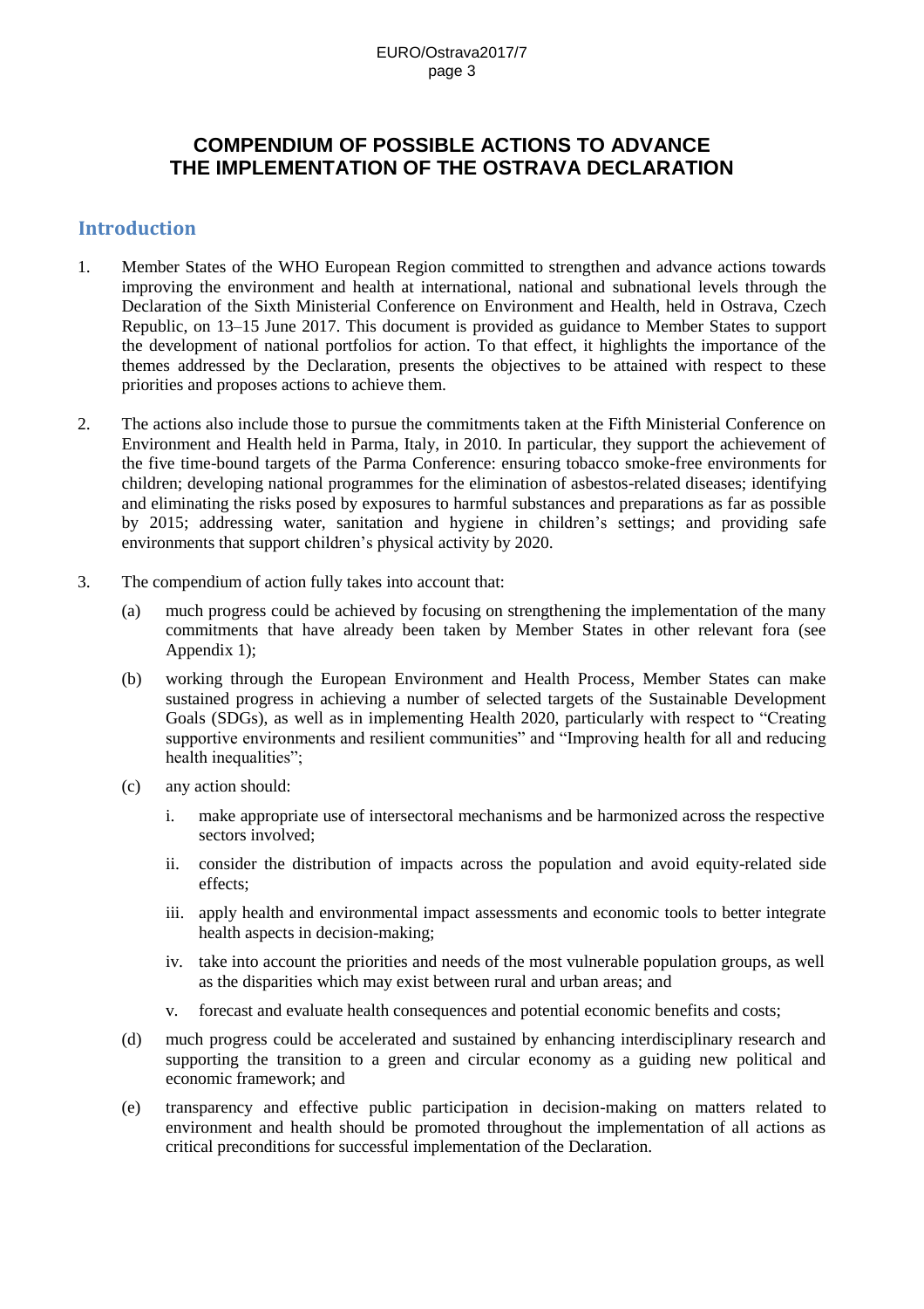# COMPENDIUM OF POSSIBLE ACTIONS TO ADVANCE THE IMPLEMENTATION OF THE OSTRAVA DECLARATION

## Introduction

1. Member States of the WHO European Region committed to strengthen and advance actions towards improving the environment and health at international, national and subnational levels through the Declaration of the Sixth Ministerial Conference on Environment and Health, held in Ostrava, Czech Republic, on 13–15 June 2017. This document is provided as guidance to Member States to support the development of national portfolios for action. To that effect, it highlights the importance of the themes addressed by the Declaration, presents the objectives to be attained with respect to these priorities and proposes actions to achieve them.

2. The actions also include those to pursue the commitments taken at the Fifth Ministerial Conference on Environment and Health held in Parma, Italy, in 2010. In particular, they support the achievement of the five time-bound targets of the Parma Conference: ensuring tobacco smoke-free environments for children; developing national programmes for the elimination of asbestos-related diseases; identifying and eliminating the risks posed by exposures to harmful substances and preparations as far as possible by 2015; addressing water, sanitation and hygiene in children's settings; and providing safe environments that support children's physical activity by 2020.

3. The compendium of action fully takes into account that:

   (a) much progress could be achieved by focusing on strengthening the implementation of the many commitments that have already been taken by Member States in other relevant fora (see Appendix 1);

   (b) working through the European Environment and Health Process, Member States can make sustained progress in achieving a number of selected targets of the Sustainable Development Goals (SDGs), as well as in implementing Health 2020, particularly with respect to "Creating supportive environments and resilient communities" and "Improving health for all and reducing health inequalities";

   (c) any action should:

      i. make appropriate use of intersectoral mechanisms and be harmonized across the respective sectors involved;

      ii. consider the distribution of impacts across the population and avoid equity-related side effects;

      iii. apply health and environmental impact assessments and economic tools to better integrate health aspects in decision-making;

      iv. take into account the priorities and needs of the most vulnerable population groups, as well as the disparities which may exist between rural and urban areas; and

      v. forecast and evaluate health consequences and potential economic benefits and costs;

   (d) much progress could be accelerated and sustained by enhancing interdisciplinary research and supporting the transition to a green and circular economy as a guiding new political and economic framework; and

   (e) transparency and effective public participation in decision-making on matters related to environment and health should be promoted throughout the implementation of all actions as critical preconditions for successful implementation of the Declaration.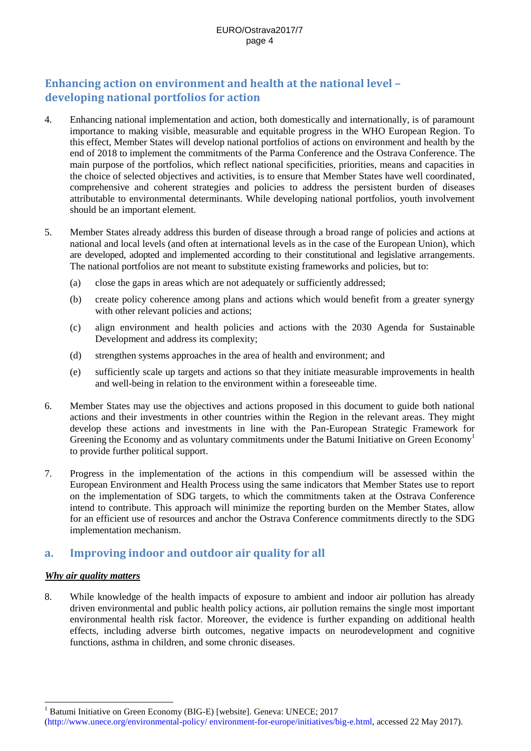## Enhancing action on environment and health at the national level – developing national portfolios for action

4. Enhancing national implementation and action, both domestically and internationally, is of paramount importance to making visible, measurable and equitable progress in the WHO European Region. To this effect, Member States will develop national portfolios of actions on environment and health by the end of 2018 to implement the commitments of the Parma Conference and the Ostrava Conference. The main purpose of the portfolios, which reflect national specificities, priorities, means and capacities in the choice of selected objectives and activities, is to ensure that Member States have well coordinated, comprehensive and coherent strategies and policies to address the persistent burden of diseases attributable to environmental determinants. While developing national portfolios, youth involvement should be an important element.

5. Member States already address this burden of disease through a broad range of policies and actions at national and local levels (and often at international levels as in the case of the European Union), which are developed, adopted and implemented according to their constitutional and legislative arrangements. The national portfolios are not meant to substitute existing frameworks and policies, but to:

   (a) close the gaps in areas which are not adequately or sufficiently addressed;

   (b) create policy coherence among plans and actions which would benefit from a greater synergy with other relevant policies and actions;

   (c) align environment and health policies and actions with the 2030 Agenda for Sustainable Development and address its complexity;

   (d) strengthen systems approaches in the area of health and environment; and

   (e) sufficiently scale up targets and actions so that they initiate measurable improvements in health and well-being in relation to the environment within a foreseeable time.

6. Member States may use the objectives and actions proposed in this document to guide both national actions and their investments in other countries within the Region in the relevant areas. They might develop these actions and investments in line with the Pan-European Strategic Framework for Greening the Economy and as voluntary commitments under the Batumi Initiative on Green Economy[1] to provide further political support.

7. Progress in the implementation of the actions in this compendium will be assessed within the European Environment and Health Process using the same indicators that Member States use to report on the implementation of SDG targets, to which the commitments taken at the Ostrava Conference intend to contribute. This approach will minimize the reporting burden on the Member States, allow for an efficient use of resources and anchor the Ostrava Conference commitments directly to the SDG implementation mechanism.

## a. Improving indoor and outdoor air quality for all

***Why air quality matters***

8. While knowledge of the health impacts of exposure to ambient and indoor air pollution has already driven environmental and public health policy actions, air pollution remains the single most important environmental health risk factor. Moreover, the evidence is further expanding on additional health effects, including adverse birth outcomes, negative impacts on neurodevelopment and cognitive functions, asthma in children, and some chronic diseases.

---

[1] Batumi Initiative on Green Economy (BIG-E) [website]. Geneva: UNECE; 2017 (http://www.unece.org/environmental-policy/ environment-for-europe/initiatives/big-e.html, accessed 22 May 2017).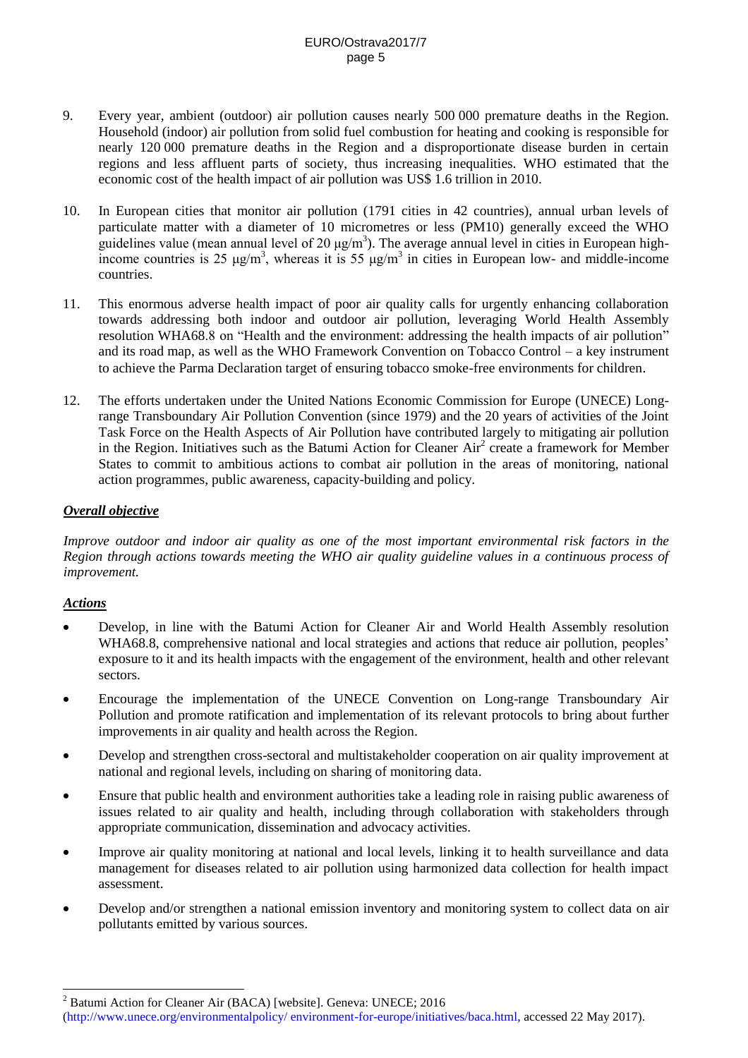9. Every year, ambient (outdoor) air pollution causes nearly 500 000 premature deaths in the Region. Household (indoor) air pollution from solid fuel combustion for heating and cooking is responsible for nearly 120 000 premature deaths in the Region and a disproportionate disease burden in certain regions and less affluent parts of society, thus increasing inequalities. WHO estimated that the economic cost of the health impact of air pollution was US$ 1.6 trillion in 2010.

10. In European cities that monitor air pollution (1791 cities in 42 countries), annual urban levels of particulate matter with a diameter of 10 micrometres or less (PM10) generally exceed the WHO guidelines value (mean annual level of 20 $\mu g/m^3$). The average annual level in cities in European high-income countries is 25 $\mu g/m^3$, whereas it is 55 $\mu g/m^3$ in cities in European low- and middle-income countries.

11. This enormous adverse health impact of poor air quality calls for urgently enhancing collaboration towards addressing both indoor and outdoor air pollution, leveraging World Health Assembly resolution WHA68.8 on "Health and the environment: addressing the health impacts of air pollution" and its road map, as well as the WHO Framework Convention on Tobacco Control – a key instrument to achieve the Parma Declaration target of ensuring tobacco smoke-free environments for children.

12. The efforts undertaken under the United Nations Economic Commission for Europe (UNECE) Long-range Transboundary Air Pollution Convention (since 1979) and the 20 years of activities of the Joint Task Force on the Health Aspects of Air Pollution have contributed largely to mitigating air pollution in the Region. Initiatives such as the Batumi Action for Cleaner Air[2] create a framework for Member States to commit to ambitious actions to combat air pollution in the areas of monitoring, national action programmes, public awareness, capacity-building and policy.

***Overall objective***

*Improve outdoor and indoor air quality as one of the most important environmental risk factors in the Region through actions towards meeting the WHO air quality guideline values in a continuous process of improvement.*

***Actions***

- Develop, in line with the Batumi Action for Cleaner Air and World Health Assembly resolution WHA68.8, comprehensive national and local strategies and actions that reduce air pollution, peoples' exposure to it and its health impacts with the engagement of the environment, health and other relevant sectors.
- Encourage the implementation of the UNECE Convention on Long-range Transboundary Air Pollution and promote ratification and implementation of its relevant protocols to bring about further improvements in air quality and health across the Region.
- Develop and strengthen cross-sectoral and multistakeholder cooperation on air quality improvement at national and regional levels, including on sharing of monitoring data.
- Ensure that public health and environment authorities take a leading role in raising public awareness of issues related to air quality and health, including through collaboration with stakeholders through appropriate communication, dissemination and advocacy activities.
- Improve air quality monitoring at national and local levels, linking it to health surveillance and data management for diseases related to air pollution using harmonized data collection for health impact assessment.
- Develop and/or strengthen a national emission inventory and monitoring system to collect data on air pollutants emitted by various sources.

---

[2] Batumi Action for Cleaner Air (BACA) [website]. Geneva: UNECE; 2016 (http://www.unece.org/environmentalpolicy/ environment-for-europe/initiatives/baca.html, accessed 22 May 2017).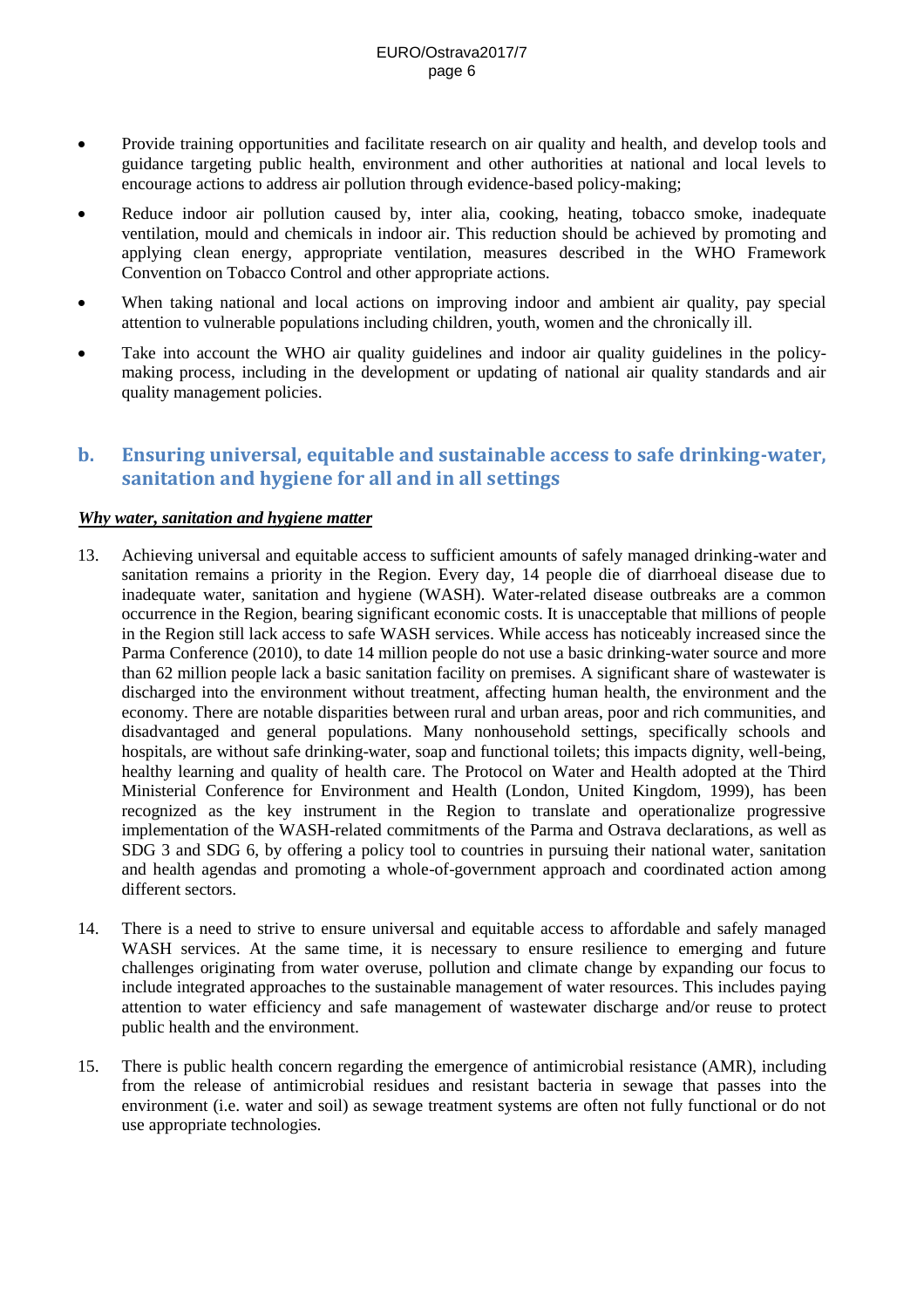- Provide training opportunities and facilitate research on air quality and health, and develop tools and guidance targeting public health, environment and other authorities at national and local levels to encourage actions to address air pollution through evidence-based policy-making;
- Reduce indoor air pollution caused by, inter alia, cooking, heating, tobacco smoke, inadequate ventilation, mould and chemicals in indoor air. This reduction should be achieved by promoting and applying clean energy, appropriate ventilation, measures described in the WHO Framework Convention on Tobacco Control and other appropriate actions.
- When taking national and local actions on improving indoor and ambient air quality, pay special attention to vulnerable populations including children, youth, women and the chronically ill.
- Take into account the WHO air quality guidelines and indoor air quality guidelines in the policy-making process, including in the development or updating of national air quality standards and air quality management policies.

## b. Ensuring universal, equitable and sustainable access to safe drinking-water, sanitation and hygiene for all and in all settings

***Why water, sanitation and hygiene matter***

13. Achieving universal and equitable access to sufficient amounts of safely managed drinking-water and sanitation remains a priority in the Region. Every day, 14 people die of diarrhoeal disease due to inadequate water, sanitation and hygiene (WASH). Water-related disease outbreaks are a common occurrence in the Region, bearing significant economic costs. It is unacceptable that millions of people in the Region still lack access to safe WASH services. While access has noticeably increased since the Parma Conference (2010), to date 14 million people do not use a basic drinking-water source and more than 62 million people lack a basic sanitation facility on premises. A significant share of wastewater is discharged into the environment without treatment, affecting human health, the environment and the economy. There are notable disparities between rural and urban areas, poor and rich communities, and disadvantaged and general populations. Many nonhousehold settings, specifically schools and hospitals, are without safe drinking-water, soap and functional toilets; this impacts dignity, well-being, healthy learning and quality of health care. The Protocol on Water and Health adopted at the Third Ministerial Conference for Environment and Health (London, United Kingdom, 1999), has been recognized as the key instrument in the Region to translate and operationalize progressive implementation of the WASH-related commitments of the Parma and Ostrava declarations, as well as SDG 3 and SDG 6, by offering a policy tool to countries in pursuing their national water, sanitation and health agendas and promoting a whole-of-government approach and coordinated action among different sectors.

14. There is a need to strive to ensure universal and equitable access to affordable and safely managed WASH services. At the same time, it is necessary to ensure resilience to emerging and future challenges originating from water overuse, pollution and climate change by expanding our focus to include integrated approaches to the sustainable management of water resources. This includes paying attention to water efficiency and safe management of wastewater discharge and/or reuse to protect public health and the environment.

15. There is public health concern regarding the emergence of antimicrobial resistance (AMR), including from the release of antimicrobial residues and resistant bacteria in sewage that passes into the environment (i.e. water and soil) as sewage treatment systems are often not fully functional or do not use appropriate technologies.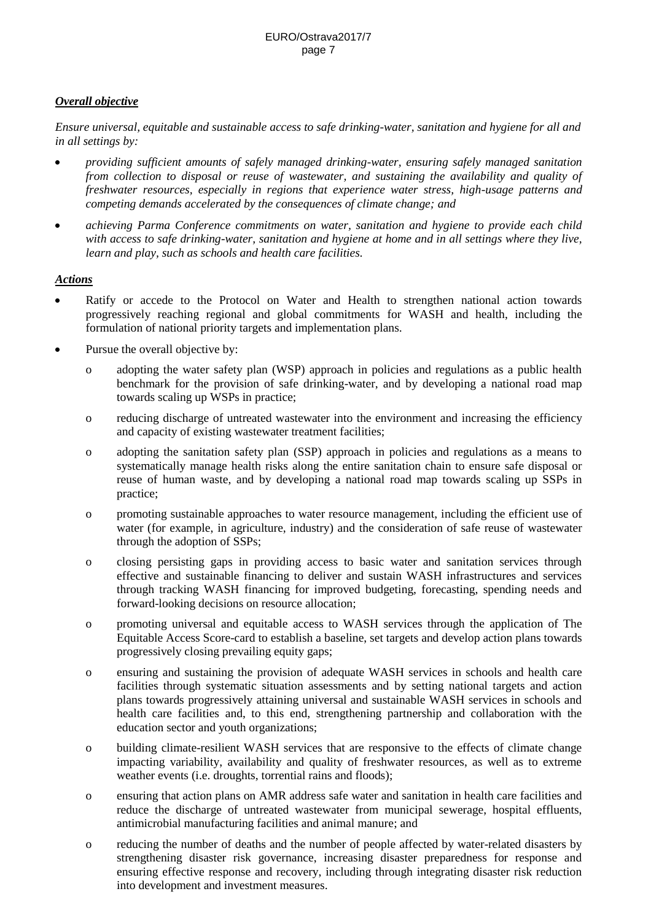***Overall objective***

*Ensure universal, equitable and sustainable access to safe drinking-water, sanitation and hygiene for all and in all settings by:*

- *providing sufficient amounts of safely managed drinking-water, ensuring safely managed sanitation from collection to disposal or reuse of wastewater, and sustaining the availability and quality of freshwater resources, especially in regions that experience water stress, high-usage patterns and competing demands accelerated by the consequences of climate change; and*
- *achieving Parma Conference commitments on water, sanitation and hygiene to provide each child with access to safe drinking-water, sanitation and hygiene at home and in all settings where they live, learn and play, such as schools and health care facilities.*

***Actions***

- Ratify or accede to the Protocol on Water and Health to strengthen national action towards progressively reaching regional and global commitments for WASH and health, including the formulation of national priority targets and implementation plans.
- Pursue the overall objective by:
  - adopting the water safety plan (WSP) approach in policies and regulations as a public health benchmark for the provision of safe drinking-water, and by developing a national road map towards scaling up WSPs in practice;
  - reducing discharge of untreated wastewater into the environment and increasing the efficiency and capacity of existing wastewater treatment facilities;
  - adopting the sanitation safety plan (SSP) approach in policies and regulations as a means to systematically manage health risks along the entire sanitation chain to ensure safe disposal or reuse of human waste, and by developing a national road map towards scaling up SSPs in practice;
  - promoting sustainable approaches to water resource management, including the efficient use of water (for example, in agriculture, industry) and the consideration of safe reuse of wastewater through the adoption of SSPs;
  - closing persisting gaps in providing access to basic water and sanitation services through effective and sustainable financing to deliver and sustain WASH infrastructures and services through tracking WASH financing for improved budgeting, forecasting, spending needs and forward-looking decisions on resource allocation;
  - promoting universal and equitable access to WASH services through the application of The Equitable Access Score-card to establish a baseline, set targets and develop action plans towards progressively closing prevailing equity gaps;
  - ensuring and sustaining the provision of adequate WASH services in schools and health care facilities through systematic situation assessments and by setting national targets and action plans towards progressively attaining universal and sustainable WASH services in schools and health care facilities and, to this end, strengthening partnership and collaboration with the education sector and youth organizations;
  - building climate-resilient WASH services that are responsive to the effects of climate change impacting variability, availability and quality of freshwater resources, as well as to extreme weather events (i.e. droughts, torrential rains and floods);
  - ensuring that action plans on AMR address safe water and sanitation in health care facilities and reduce the discharge of untreated wastewater from municipal sewerage, hospital effluents, antimicrobial manufacturing facilities and animal manure; and
  - reducing the number of deaths and the number of people affected by water-related disasters by strengthening disaster risk governance, increasing disaster preparedness for response and ensuring effective response and recovery, including through integrating disaster risk reduction into development and investment measures.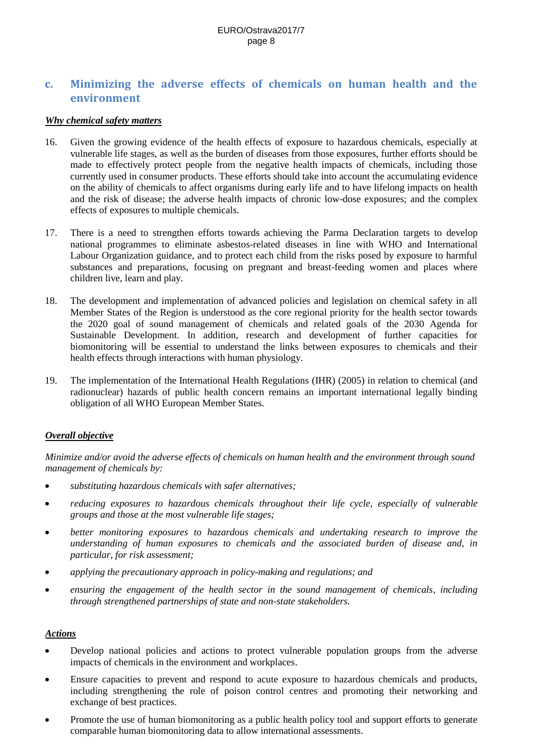## c. Minimizing the adverse effects of chemicals on human health and the environment

***Why chemical safety matters***

16. Given the growing evidence of the health effects of exposure to hazardous chemicals, especially at vulnerable life stages, as well as the burden of diseases from those exposures, further efforts should be made to effectively protect people from the negative health impacts of chemicals, including those currently used in consumer products. These efforts should take into account the accumulating evidence on the ability of chemicals to affect organisms during early life and to have lifelong impacts on health and the risk of disease; the adverse health impacts of chronic low-dose exposures; and the complex effects of exposures to multiple chemicals.

17. There is a need to strengthen efforts towards achieving the Parma Declaration targets to develop national programmes to eliminate asbestos-related diseases in line with WHO and International Labour Organization guidance, and to protect each child from the risks posed by exposure to harmful substances and preparations, focusing on pregnant and breast-feeding women and places where children live, learn and play.

18. The development and implementation of advanced policies and legislation on chemical safety in all Member States of the Region is understood as the core regional priority for the health sector towards the 2020 goal of sound management of chemicals and related goals of the 2030 Agenda for Sustainable Development. In addition, research and development of further capacities for biomonitoring will be essential to understand the links between exposures to chemicals and their health effects through interactions with human physiology.

19. The implementation of the International Health Regulations (IHR) (2005) in relation to chemical (and radionuclear) hazards of public health concern remains an important international legally binding obligation of all WHO European Member States.

***Overall objective***

*Minimize and/or avoid the adverse effects of chemicals on human health and the environment through sound management of chemicals by:*

- *substituting hazardous chemicals with safer alternatives;*
- *reducing exposures to hazardous chemicals throughout their life cycle, especially of vulnerable groups and those at the most vulnerable life stages;*
- *better monitoring exposures to hazardous chemicals and undertaking research to improve the understanding of human exposures to chemicals and the associated burden of disease and, in particular, for risk assessment;*
- *applying the precautionary approach in policy-making and regulations; and*
- *ensuring the engagement of the health sector in the sound management of chemicals, including through strengthened partnerships of state and non-state stakeholders.*

***Actions***

- Develop national policies and actions to protect vulnerable population groups from the adverse impacts of chemicals in the environment and workplaces.
- Ensure capacities to prevent and respond to acute exposure to hazardous chemicals and products, including strengthening the role of poison control centres and promoting their networking and exchange of best practices.
- Promote the use of human biomonitoring as a public health policy tool and support efforts to generate comparable human biomonitoring data to allow international assessments.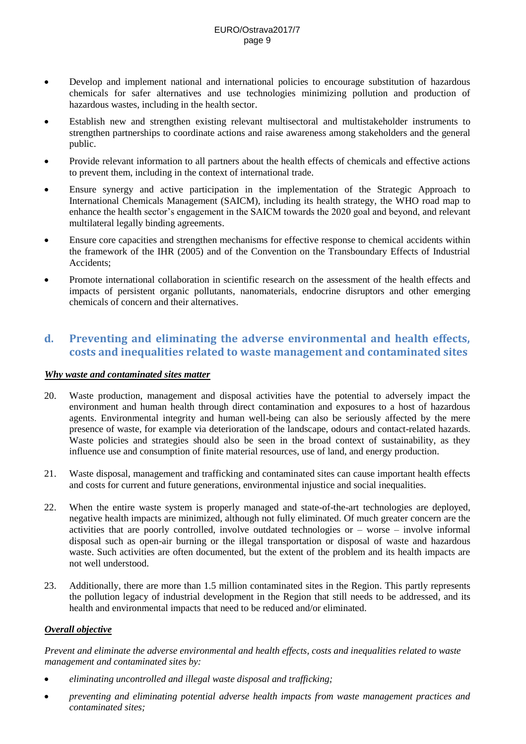- Develop and implement national and international policies to encourage substitution of hazardous chemicals for safer alternatives and use technologies minimizing pollution and production of hazardous wastes, including in the health sector.
- Establish new and strengthen existing relevant multisectoral and multistakeholder instruments to strengthen partnerships to coordinate actions and raise awareness among stakeholders and the general public.
- Provide relevant information to all partners about the health effects of chemicals and effective actions to prevent them, including in the context of international trade.
- Ensure synergy and active participation in the implementation of the Strategic Approach to International Chemicals Management (SAICM), including its health strategy, the WHO road map to enhance the health sector's engagement in the SAICM towards the 2020 goal and beyond, and relevant multilateral legally binding agreements.
- Ensure core capacities and strengthen mechanisms for effective response to chemical accidents within the framework of the IHR (2005) and of the Convention on the Transboundary Effects of Industrial Accidents;
- Promote international collaboration in scientific research on the assessment of the health effects and impacts of persistent organic pollutants, nanomaterials, endocrine disruptors and other emerging chemicals of concern and their alternatives.

## d. Preventing and eliminating the adverse environmental and health effects, costs and inequalities related to waste management and contaminated sites

***Why waste and contaminated sites matter***

20. Waste production, management and disposal activities have the potential to adversely impact the environment and human health through direct contamination and exposures to a host of hazardous agents. Environmental integrity and human well-being can also be seriously affected by the mere presence of waste, for example via deterioration of the landscape, odours and contact-related hazards. Waste policies and strategies should also be seen in the broad context of sustainability, as they influence use and consumption of finite material resources, use of land, and energy production.

21. Waste disposal, management and trafficking and contaminated sites can cause important health effects and costs for current and future generations, environmental injustice and social inequalities.

22. When the entire waste system is properly managed and state-of-the-art technologies are deployed, negative health impacts are minimized, although not fully eliminated. Of much greater concern are the activities that are poorly controlled, involve outdated technologies or – worse – involve informal disposal such as open-air burning or the illegal transportation or disposal of waste and hazardous waste. Such activities are often documented, but the extent of the problem and its health impacts are not well understood.

23. Additionally, there are more than 1.5 million contaminated sites in the Region. This partly represents the pollution legacy of industrial development in the Region that still needs to be addressed, and its health and environmental impacts that need to be reduced and/or eliminated.

***Overall objective***

*Prevent and eliminate the adverse environmental and health effects, costs and inequalities related to waste management and contaminated sites by:*

- *eliminating uncontrolled and illegal waste disposal and trafficking;*
- *preventing and eliminating potential adverse health impacts from waste management practices and contaminated sites;*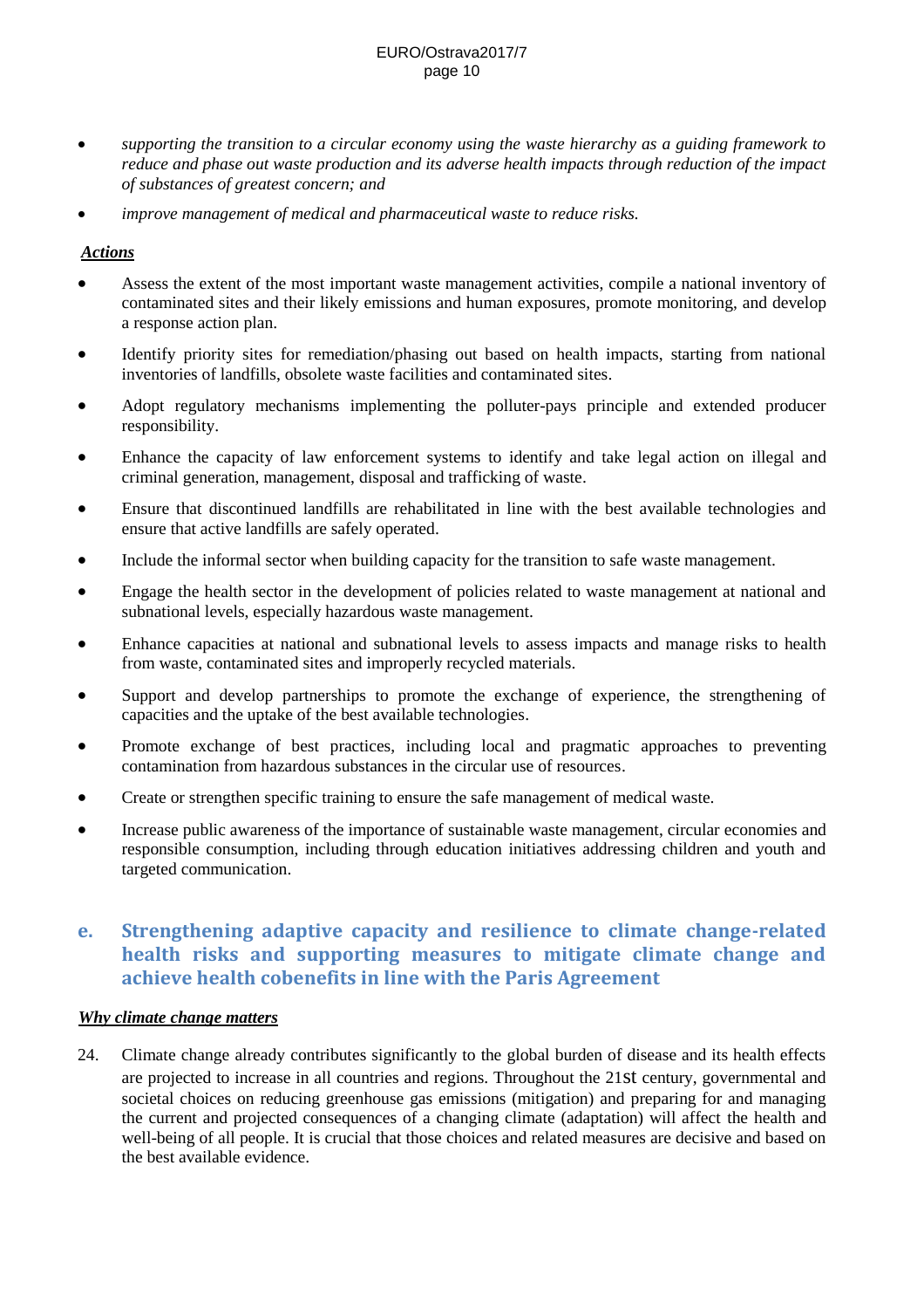- *supporting the transition to a circular economy using the waste hierarchy as a guiding framework to reduce and phase out waste production and its adverse health impacts through reduction of the impact of substances of greatest concern; and*
- *improve management of medical and pharmaceutical waste to reduce risks.*

***Actions***

- Assess the extent of the most important waste management activities, compile a national inventory of contaminated sites and their likely emissions and human exposures, promote monitoring, and develop a response action plan.
- Identify priority sites for remediation/phasing out based on health impacts, starting from national inventories of landfills, obsolete waste facilities and contaminated sites.
- Adopt regulatory mechanisms implementing the polluter-pays principle and extended producer responsibility.
- Enhance the capacity of law enforcement systems to identify and take legal action on illegal and criminal generation, management, disposal and trafficking of waste.
- Ensure that discontinued landfills are rehabilitated in line with the best available technologies and ensure that active landfills are safely operated.
- Include the informal sector when building capacity for the transition to safe waste management.
- Engage the health sector in the development of policies related to waste management at national and subnational levels, especially hazardous waste management.
- Enhance capacities at national and subnational levels to assess impacts and manage risks to health from waste, contaminated sites and improperly recycled materials.
- Support and develop partnerships to promote the exchange of experience, the strengthening of capacities and the uptake of the best available technologies.
- Promote exchange of best practices, including local and pragmatic approaches to preventing contamination from hazardous substances in the circular use of resources.
- Create or strengthen specific training to ensure the safe management of medical waste.
- Increase public awareness of the importance of sustainable waste management, circular economies and responsible consumption, including through education initiatives addressing children and youth and targeted communication.

## e. Strengthening adaptive capacity and resilience to climate change-related health risks and supporting measures to mitigate climate change and achieve health cobenefits in line with the Paris Agreement

***Why climate change matters***

24. Climate change already contributes significantly to the global burden of disease and its health effects are projected to increase in all countries and regions. Throughout the 21st century, governmental and societal choices on reducing greenhouse gas emissions (mitigation) and preparing for and managing the current and projected consequences of a changing climate (adaptation) will affect the health and well-being of all people. It is crucial that those choices and related measures are decisive and based on the best available evidence.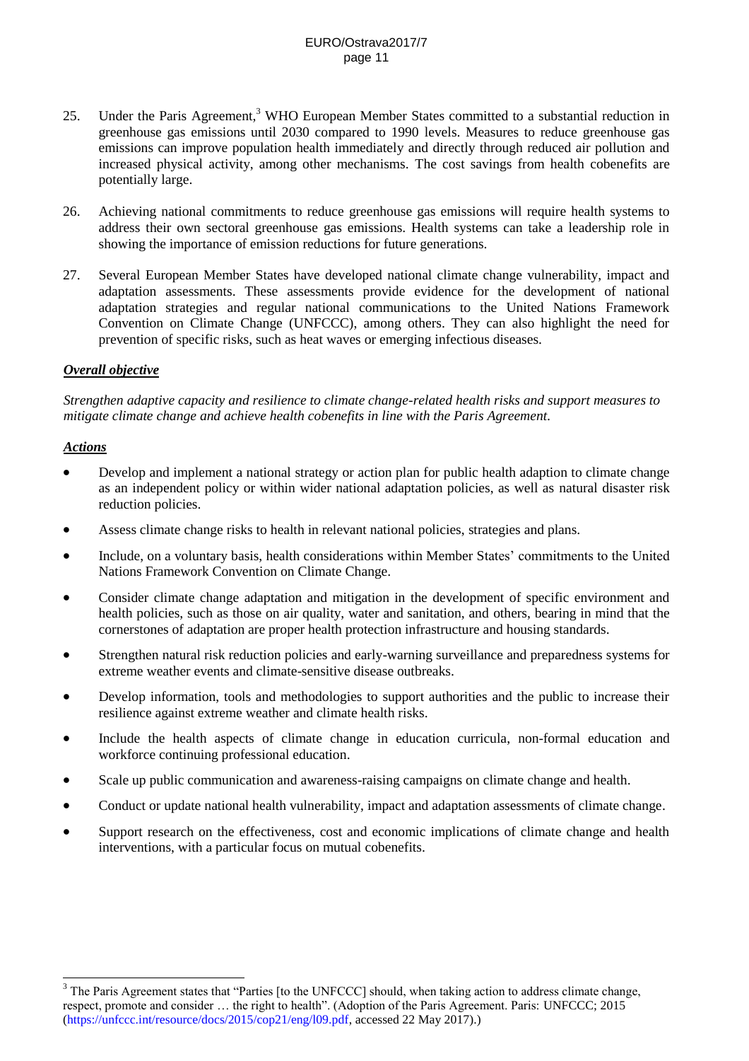25. Under the Paris Agreement,[3] WHO European Member States committed to a substantial reduction in greenhouse gas emissions until 2030 compared to 1990 levels. Measures to reduce greenhouse gas emissions can improve population health immediately and directly through reduced air pollution and increased physical activity, among other mechanisms. The cost savings from health cobenefits are potentially large.

26. Achieving national commitments to reduce greenhouse gas emissions will require health systems to address their own sectoral greenhouse gas emissions. Health systems can take a leadership role in showing the importance of emission reductions for future generations.

27. Several European Member States have developed national climate change vulnerability, impact and adaptation assessments. These assessments provide evidence for the development of national adaptation strategies and regular national communications to the United Nations Framework Convention on Climate Change (UNFCCC), among others. They can also highlight the need for prevention of specific risks, such as heat waves or emerging infectious diseases.

***Overall objective***

*Strengthen adaptive capacity and resilience to climate change-related health risks and support measures to mitigate climate change and achieve health cobenefits in line with the Paris Agreement.*

***Actions***

- Develop and implement a national strategy or action plan for public health adaption to climate change as an independent policy or within wider national adaptation policies, as well as natural disaster risk reduction policies.
- Assess climate change risks to health in relevant national policies, strategies and plans.
- Include, on a voluntary basis, health considerations within Member States' commitments to the United Nations Framework Convention on Climate Change.
- Consider climate change adaptation and mitigation in the development of specific environment and health policies, such as those on air quality, water and sanitation, and others, bearing in mind that the cornerstones of adaptation are proper health protection infrastructure and housing standards.
- Strengthen natural risk reduction policies and early-warning surveillance and preparedness systems for extreme weather events and climate-sensitive disease outbreaks.
- Develop information, tools and methodologies to support authorities and the public to increase their resilience against extreme weather and climate health risks.
- Include the health aspects of climate change in education curricula, non-formal education and workforce continuing professional education.
- Scale up public communication and awareness-raising campaigns on climate change and health.
- Conduct or update national health vulnerability, impact and adaptation assessments of climate change.
- Support research on the effectiveness, cost and economic implications of climate change and health interventions, with a particular focus on mutual cobenefits.

---

[3] The Paris Agreement states that "Parties [to the UNFCCC] should, when taking action to address climate change, respect, promote and consider … the right to health". (Adoption of the Paris Agreement. Paris: UNFCCC; 2015 (https://unfccc.int/resource/docs/2015/cop21/eng/l09.pdf, accessed 22 May 2017).)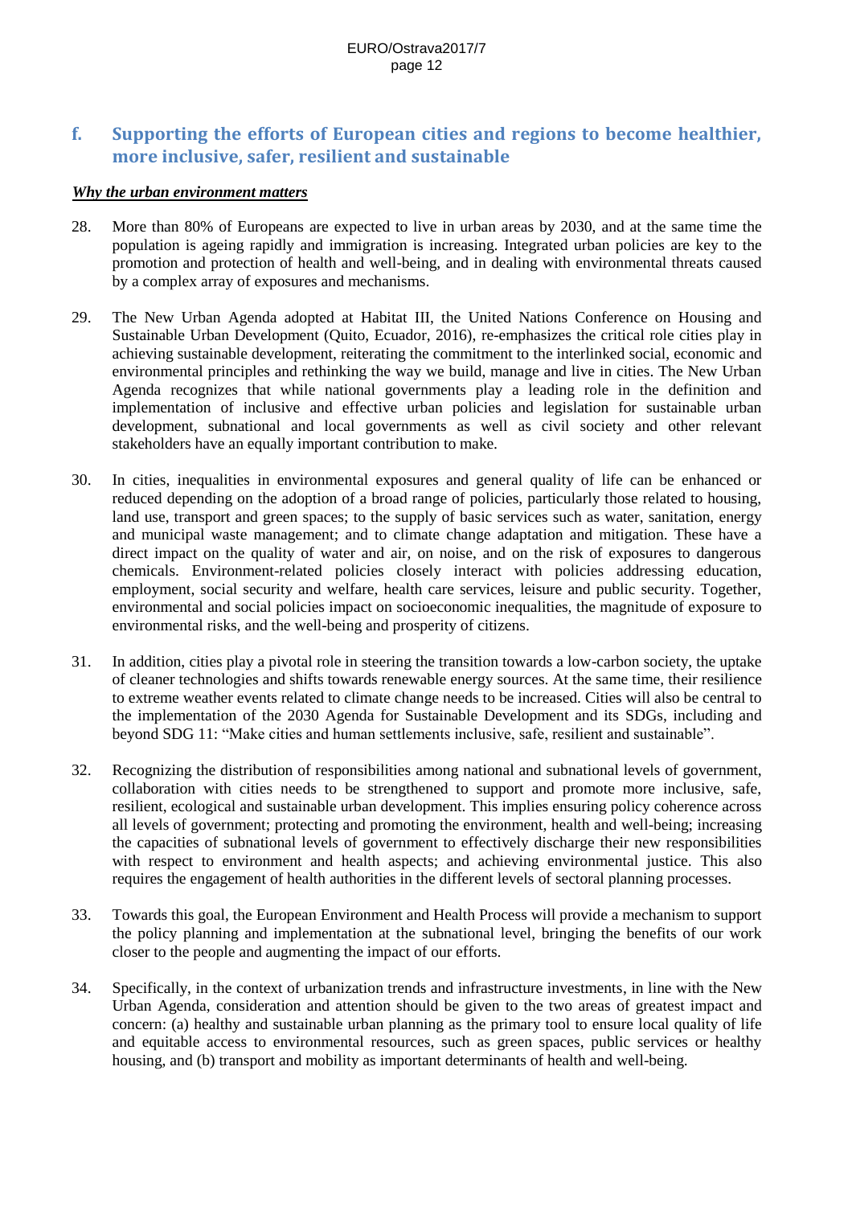## f. Supporting the efforts of European cities and regions to become healthier, more inclusive, safer, resilient and sustainable

***Why the urban environment matters***

28. More than 80% of Europeans are expected to live in urban areas by 2030, and at the same time the population is ageing rapidly and immigration is increasing. Integrated urban policies are key to the promotion and protection of health and well-being, and in dealing with environmental threats caused by a complex array of exposures and mechanisms.

29. The New Urban Agenda adopted at Habitat III, the United Nations Conference on Housing and Sustainable Urban Development (Quito, Ecuador, 2016), re-emphasizes the critical role cities play in achieving sustainable development, reiterating the commitment to the interlinked social, economic and environmental principles and rethinking the way we build, manage and live in cities. The New Urban Agenda recognizes that while national governments play a leading role in the definition and implementation of inclusive and effective urban policies and legislation for sustainable urban development, subnational and local governments as well as civil society and other relevant stakeholders have an equally important contribution to make.

30. In cities, inequalities in environmental exposures and general quality of life can be enhanced or reduced depending on the adoption of a broad range of policies, particularly those related to housing, land use, transport and green spaces; to the supply of basic services such as water, sanitation, energy and municipal waste management; and to climate change adaptation and mitigation. These have a direct impact on the quality of water and air, on noise, and on the risk of exposures to dangerous chemicals. Environment-related policies closely interact with policies addressing education, employment, social security and welfare, health care services, leisure and public security. Together, environmental and social policies impact on socioeconomic inequalities, the magnitude of exposure to environmental risks, and the well-being and prosperity of citizens.

31. In addition, cities play a pivotal role in steering the transition towards a low-carbon society, the uptake of cleaner technologies and shifts towards renewable energy sources. At the same time, their resilience to extreme weather events related to climate change needs to be increased. Cities will also be central to the implementation of the 2030 Agenda for Sustainable Development and its SDGs, including and beyond SDG 11: "Make cities and human settlements inclusive, safe, resilient and sustainable".

32. Recognizing the distribution of responsibilities among national and subnational levels of government, collaboration with cities needs to be strengthened to support and promote more inclusive, safe, resilient, ecological and sustainable urban development. This implies ensuring policy coherence across all levels of government; protecting and promoting the environment, health and well-being; increasing the capacities of subnational levels of government to effectively discharge their new responsibilities with respect to environment and health aspects; and achieving environmental justice. This also requires the engagement of health authorities in the different levels of sectoral planning processes.

33. Towards this goal, the European Environment and Health Process will provide a mechanism to support the policy planning and implementation at the subnational level, bringing the benefits of our work closer to the people and augmenting the impact of our efforts.

34. Specifically, in the context of urbanization trends and infrastructure investments, in line with the New Urban Agenda, consideration and attention should be given to the two areas of greatest impact and concern: (a) healthy and sustainable urban planning as the primary tool to ensure local quality of life and equitable access to environmental resources, such as green spaces, public services or healthy housing, and (b) transport and mobility as important determinants of health and well-being.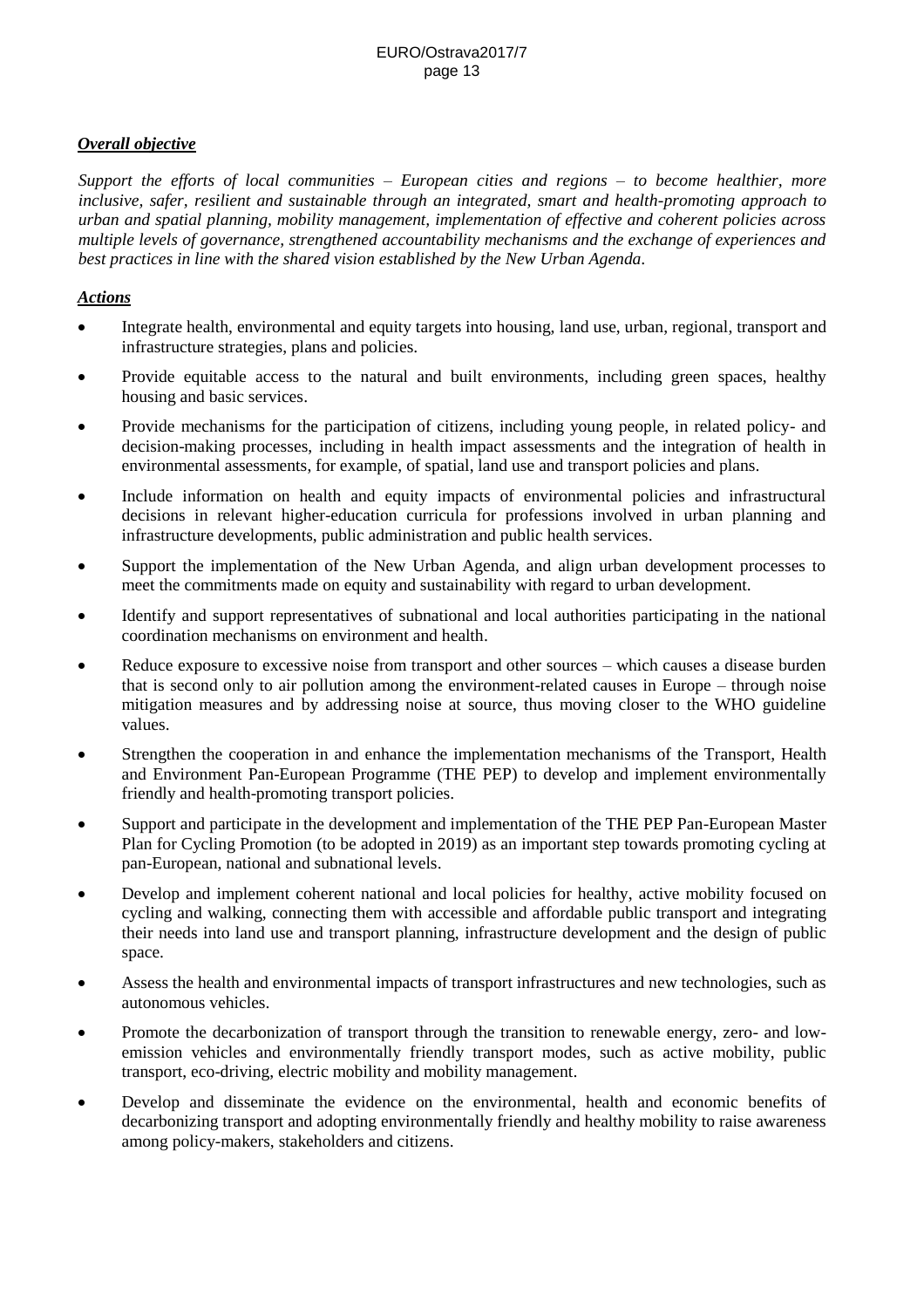***Overall objective***

*Support the efforts of local communities – European cities and regions – to become healthier, more inclusive, safer, resilient and sustainable through an integrated, smart and health-promoting approach to urban and spatial planning, mobility management, implementation of effective and coherent policies across multiple levels of governance, strengthened accountability mechanisms and the exchange of experiences and best practices in line with the shared vision established by the New Urban Agenda.*

***Actions***

- Integrate health, environmental and equity targets into housing, land use, urban, regional, transport and infrastructure strategies, plans and policies.
- Provide equitable access to the natural and built environments, including green spaces, healthy housing and basic services.
- Provide mechanisms for the participation of citizens, including young people, in related policy- and decision-making processes, including in health impact assessments and the integration of health in environmental assessments, for example, of spatial, land use and transport policies and plans.
- Include information on health and equity impacts of environmental policies and infrastructural decisions in relevant higher-education curricula for professions involved in urban planning and infrastructure developments, public administration and public health services.
- Support the implementation of the New Urban Agenda, and align urban development processes to meet the commitments made on equity and sustainability with regard to urban development.
- Identify and support representatives of subnational and local authorities participating in the national coordination mechanisms on environment and health.
- Reduce exposure to excessive noise from transport and other sources – which causes a disease burden that is second only to air pollution among the environment-related causes in Europe – through noise mitigation measures and by addressing noise at source, thus moving closer to the WHO guideline values.
- Strengthen the cooperation in and enhance the implementation mechanisms of the Transport, Health and Environment Pan-European Programme (THE PEP) to develop and implement environmentally friendly and health-promoting transport policies.
- Support and participate in the development and implementation of the THE PEP Pan-European Master Plan for Cycling Promotion (to be adopted in 2019) as an important step towards promoting cycling at pan-European, national and subnational levels.
- Develop and implement coherent national and local policies for healthy, active mobility focused on cycling and walking, connecting them with accessible and affordable public transport and integrating their needs into land use and transport planning, infrastructure development and the design of public space.
- Assess the health and environmental impacts of transport infrastructures and new technologies, such as autonomous vehicles.
- Promote the decarbonization of transport through the transition to renewable energy, zero- and low-emission vehicles and environmentally friendly transport modes, such as active mobility, public transport, eco-driving, electric mobility and mobility management.
- Develop and disseminate the evidence on the environmental, health and economic benefits of decarbonizing transport and adopting environmentally friendly and healthy mobility to raise awareness among policy-makers, stakeholders and citizens.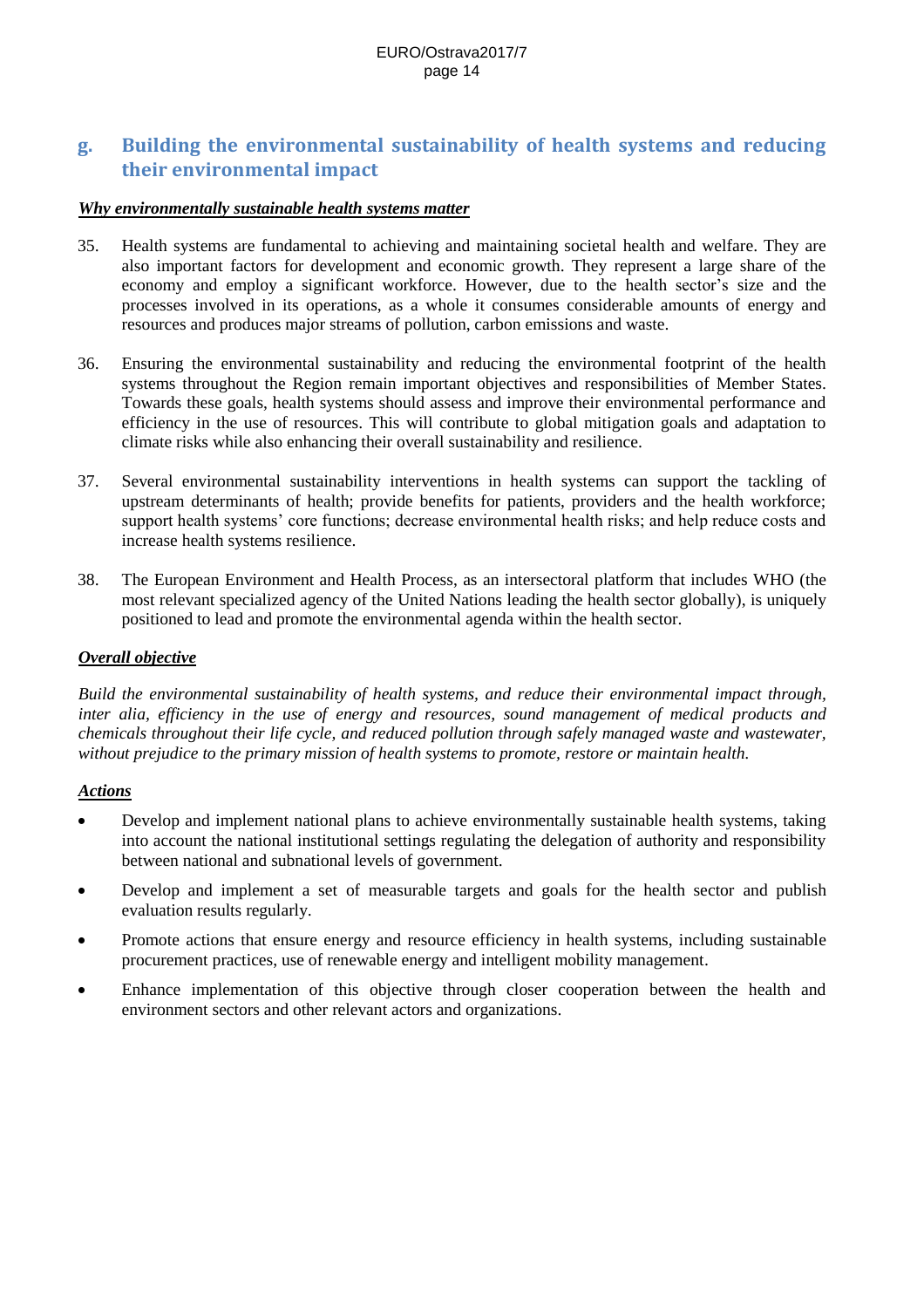## g. Building the environmental sustainability of health systems and reducing their environmental impact

***Why environmentally sustainable health systems matter***

35. Health systems are fundamental to achieving and maintaining societal health and welfare. They are also important factors for development and economic growth. They represent a large share of the economy and employ a significant workforce. However, due to the health sector's size and the processes involved in its operations, as a whole it consumes considerable amounts of energy and resources and produces major streams of pollution, carbon emissions and waste.

36. Ensuring the environmental sustainability and reducing the environmental footprint of the health systems throughout the Region remain important objectives and responsibilities of Member States. Towards these goals, health systems should assess and improve their environmental performance and efficiency in the use of resources. This will contribute to global mitigation goals and adaptation to climate risks while also enhancing their overall sustainability and resilience.

37. Several environmental sustainability interventions in health systems can support the tackling of upstream determinants of health; provide benefits for patients, providers and the health workforce; support health systems' core functions; decrease environmental health risks; and help reduce costs and increase health systems resilience.

38. The European Environment and Health Process, as an intersectoral platform that includes WHO (the most relevant specialized agency of the United Nations leading the health sector globally), is uniquely positioned to lead and promote the environmental agenda within the health sector.

***Overall objective***

*Build the environmental sustainability of health systems, and reduce their environmental impact through, inter alia, efficiency in the use of energy and resources, sound management of medical products and chemicals throughout their life cycle, and reduced pollution through safely managed waste and wastewater, without prejudice to the primary mission of health systems to promote, restore or maintain health.*

***Actions***

- Develop and implement national plans to achieve environmentally sustainable health systems, taking into account the national institutional settings regulating the delegation of authority and responsibility between national and subnational levels of government.
- Develop and implement a set of measurable targets and goals for the health sector and publish evaluation results regularly.
- Promote actions that ensure energy and resource efficiency in health systems, including sustainable procurement practices, use of renewable energy and intelligent mobility management.
- Enhance implementation of this objective through closer cooperation between the health and environment sectors and other relevant actors and organizations.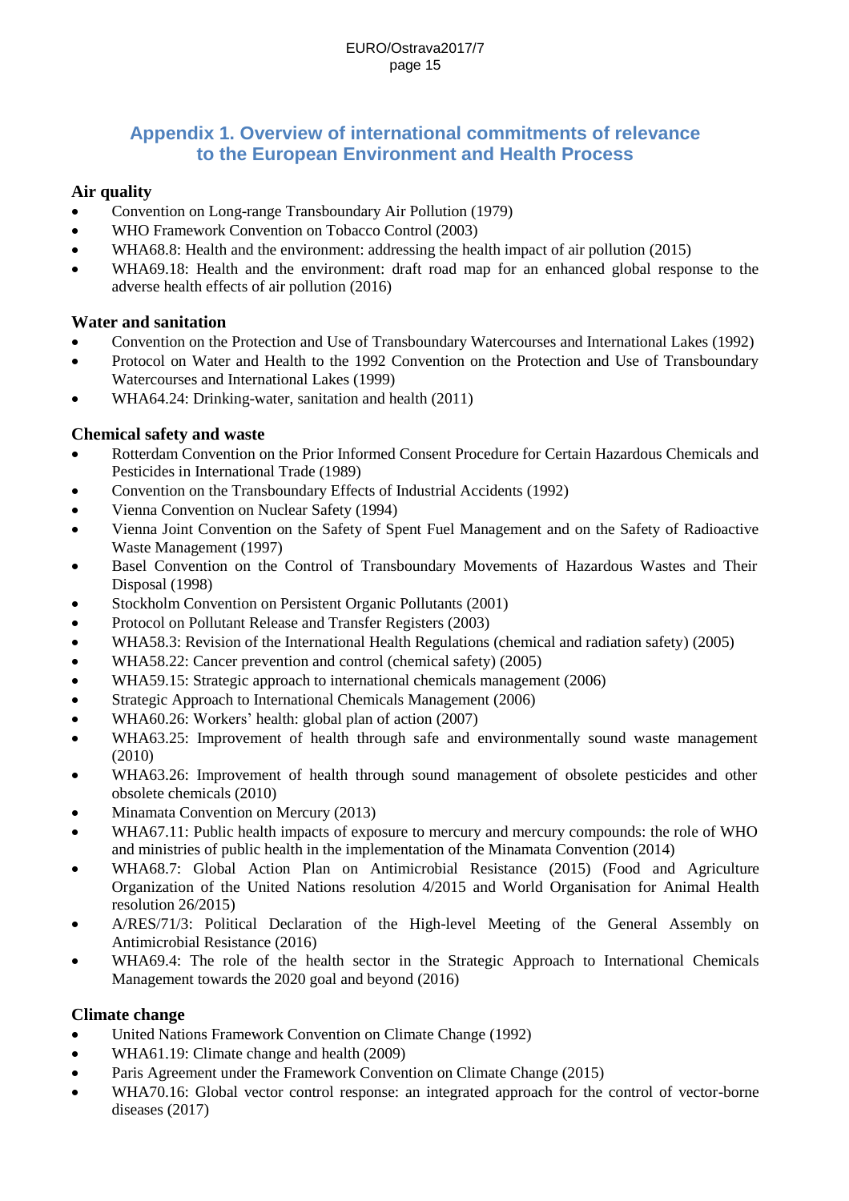## Appendix 1. Overview of international commitments of relevance to the European Environment and Health Process

### Air quality

- Convention on Long-range Transboundary Air Pollution (1979)
- WHO Framework Convention on Tobacco Control (2003)
- WHA68.8: Health and the environment: addressing the health impact of air pollution (2015)
- WHA69.18: Health and the environment: draft road map for an enhanced global response to the adverse health effects of air pollution (2016)

### Water and sanitation

- Convention on the Protection and Use of Transboundary Watercourses and International Lakes (1992)
- Protocol on Water and Health to the 1992 Convention on the Protection and Use of Transboundary Watercourses and International Lakes (1999)
- WHA64.24: Drinking-water, sanitation and health (2011)

### Chemical safety and waste

- Rotterdam Convention on the Prior Informed Consent Procedure for Certain Hazardous Chemicals and Pesticides in International Trade (1989)
- Convention on the Transboundary Effects of Industrial Accidents (1992)
- Vienna Convention on Nuclear Safety (1994)
- Vienna Joint Convention on the Safety of Spent Fuel Management and on the Safety of Radioactive Waste Management (1997)
- Basel Convention on the Control of Transboundary Movements of Hazardous Wastes and Their Disposal (1998)
- Stockholm Convention on Persistent Organic Pollutants (2001)
- Protocol on Pollutant Release and Transfer Registers (2003)
- WHA58.3: Revision of the International Health Regulations (chemical and radiation safety) (2005)
- WHA58.22: Cancer prevention and control (chemical safety) (2005)
- WHA59.15: Strategic approach to international chemicals management (2006)
- Strategic Approach to International Chemicals Management (2006)
- WHA60.26: Workers' health: global plan of action (2007)
- WHA63.25: Improvement of health through safe and environmentally sound waste management (2010)
- WHA63.26: Improvement of health through sound management of obsolete pesticides and other obsolete chemicals (2010)
- Minamata Convention on Mercury (2013)
- WHA67.11: Public health impacts of exposure to mercury and mercury compounds: the role of WHO and ministries of public health in the implementation of the Minamata Convention (2014)
- WHA68.7: Global Action Plan on Antimicrobial Resistance (2015) (Food and Agriculture Organization of the United Nations resolution 4/2015 and World Organisation for Animal Health resolution 26/2015)
- A/RES/71/3: Political Declaration of the High-level Meeting of the General Assembly on Antimicrobial Resistance (2016)
- WHA69.4: The role of the health sector in the Strategic Approach to International Chemicals Management towards the 2020 goal and beyond (2016)

### Climate change

- United Nations Framework Convention on Climate Change (1992)
- WHA61.19: Climate change and health (2009)
- Paris Agreement under the Framework Convention on Climate Change (2015)
- WHA70.16: Global vector control response: an integrated approach for the control of vector-borne diseases (2017)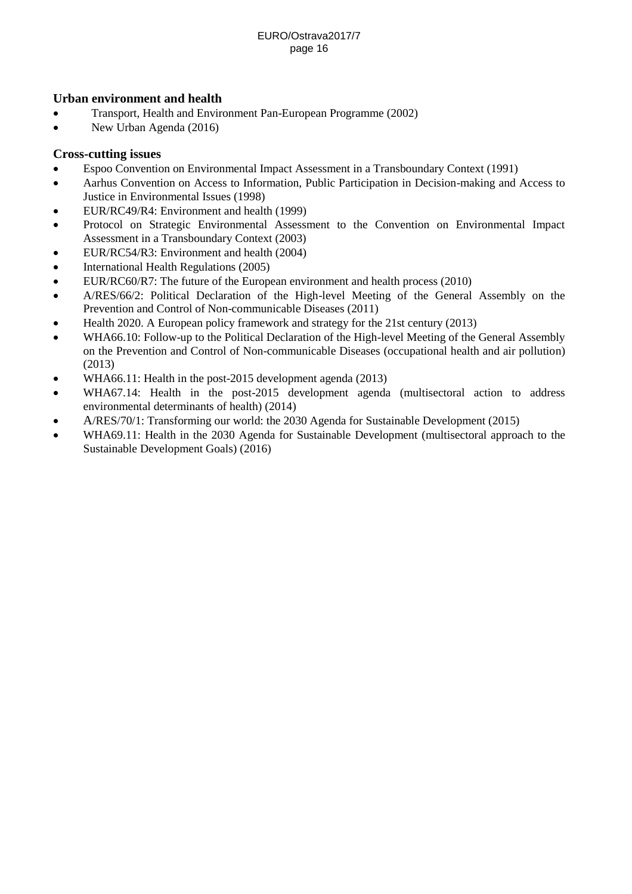### Urban environment and health

- Transport, Health and Environment Pan-European Programme (2002)
- New Urban Agenda (2016)

### Cross-cutting issues

- Espoo Convention on Environmental Impact Assessment in a Transboundary Context (1991)
- Aarhus Convention on Access to Information, Public Participation in Decision-making and Access to Justice in Environmental Issues (1998)
- EUR/RC49/R4: Environment and health (1999)
- Protocol on Strategic Environmental Assessment to the Convention on Environmental Impact Assessment in a Transboundary Context (2003)
- EUR/RC54/R3: Environment and health (2004)
- International Health Regulations (2005)
- EUR/RC60/R7: The future of the European environment and health process (2010)
- A/RES/66/2: Political Declaration of the High-level Meeting of the General Assembly on the Prevention and Control of Non-communicable Diseases (2011)
- Health 2020. A European policy framework and strategy for the 21st century (2013)
- WHA66.10: Follow-up to the Political Declaration of the High-level Meeting of the General Assembly on the Prevention and Control of Non-communicable Diseases (occupational health and air pollution) (2013)
- WHA66.11: Health in the post-2015 development agenda (2013)
- WHA67.14: Health in the post-2015 development agenda (multisectoral action to address environmental determinants of health) (2014)
- A/RES/70/1: Transforming our world: the 2030 Agenda for Sustainable Development (2015)
- WHA69.11: Health in the 2030 Agenda for Sustainable Development (multisectoral approach to the Sustainable Development Goals) (2016)